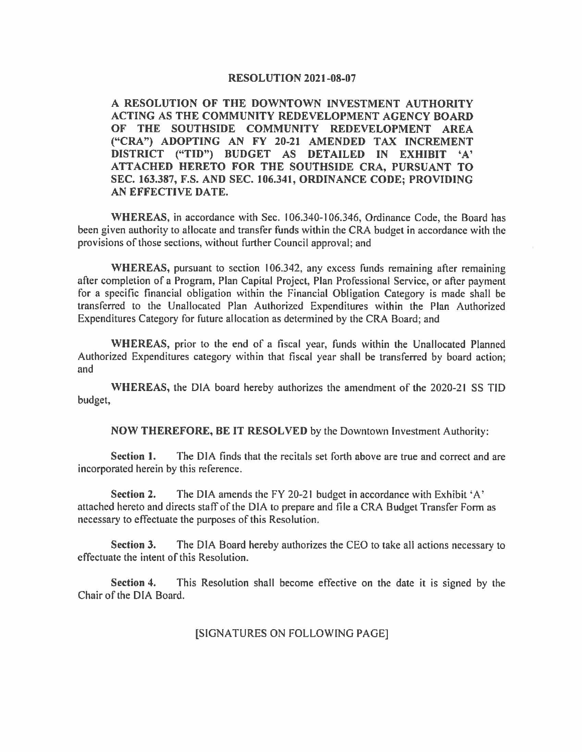# RESOLUTION 2021-08-07

**A RESOLUTION OF THE DOWNTOWN INVESTMENT AUTHORITY ACTING AS THE COMMUNITY REDEVELOPMENT AGENCY BOARD OF THE SOUTHSIDE COMMUNITY REDEVELOPMENT AREA ("CRA") ADOPTING AN FY 20-21 AMENDED TAX INCREMENT DISTRICT ("TID") BUDGET AS DETAILED IN EXHIBIT 'A' ATTACHED HERETO FOR THE SOUTHSIDE CRA, PURSUANT TO SEC. 163.387, F.S. AND SEC. 106.341, ORDINANCE CODE; PROVIDING AN EFFECTIVE DATE.**

**WHEREAS,** in accordance with Sec. 106.340-106.346, Ordinance Code, the Board has been given authority to allocate and transfer funds within the CRA budget in accordance with the provisions of those sections, without further Council approval; and

**WHEREAS,** pursuant to section 106.342, any excess funds remaining after remaining after completion of a Program, Plan Capital Project, Plan Professional Service, or after payment for a specific financial obligation within the Financial Obligation Category is made shall be transferred to the Unallocated Plan Authorized Expenditures within the Plan Authorized Expenditures Category for future allocation as determined by the CRA Board; and

**WHEREAS,** prior to the end of a fiscal year, funds within the Unallocated Planned Authorized Expenditures category within that fiscal year shall be transferred by board action; and

**WHEREAS,** the DIA board hereby authorizes the amendment of the 2020-21 SS TID budget,

**NOW THEREFORE, BE IT RESOLVED** by the Downtown Investment Authority:

**Section 1.** The DIA finds that the recitals set forth above are true and correct and are incorporated herein by this reference.

**Section 2.** The DIA amends the FY 20-21 budget in accordance with Exhibit 'A' attached hereto and directs staff of the DIA to prepare and file a CRA Budget Transfer Form as necessary to effectuate the purposes of this Resolution.

**Section 3.** The DIA Board hereby authorizes the CEO to take all actions necessary to effectuate the intent of this Resolution.

**Section 4.** This Resolution shall become effective on the date it is signed by the Chair of the DIA Board.

[SIGNATURES ON FOLLOWING PAGE]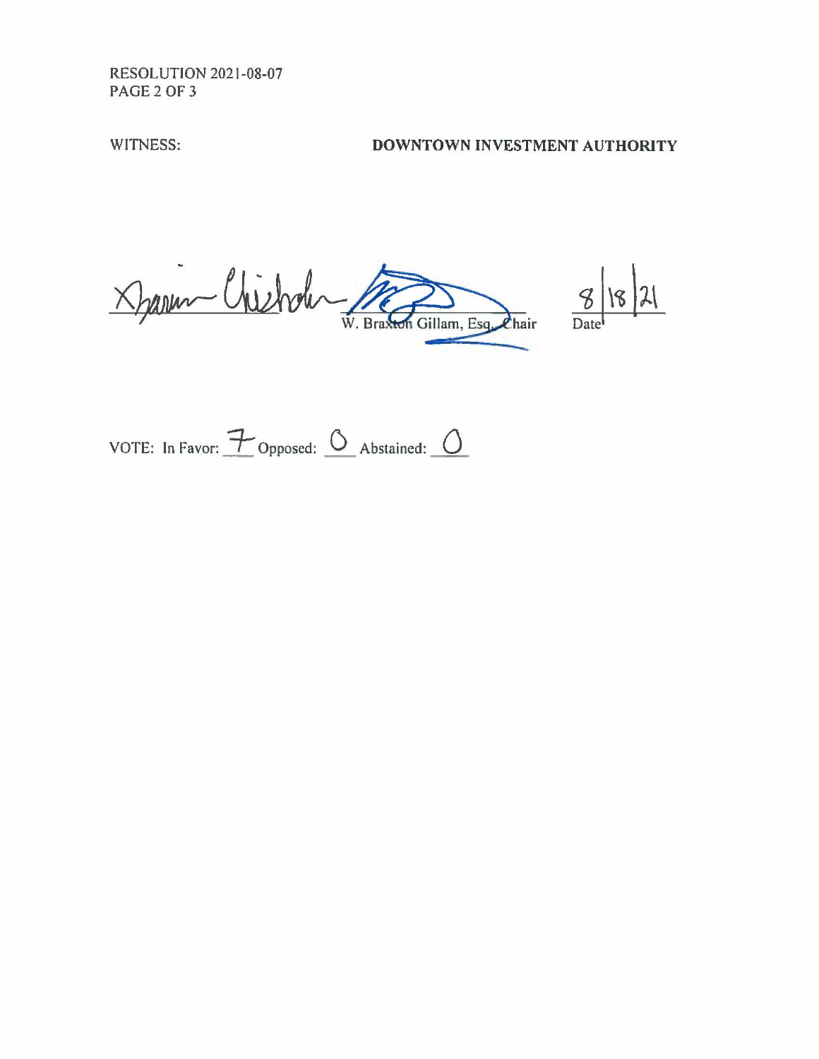WITNESS: **DOWNTOWN INVESTMENT AUTHORITY**

W. Braxton Gillam, Esq., Chair

8/18/21
Date

VOTE: In Favor: 7 Opposed: 0 Abstained: 0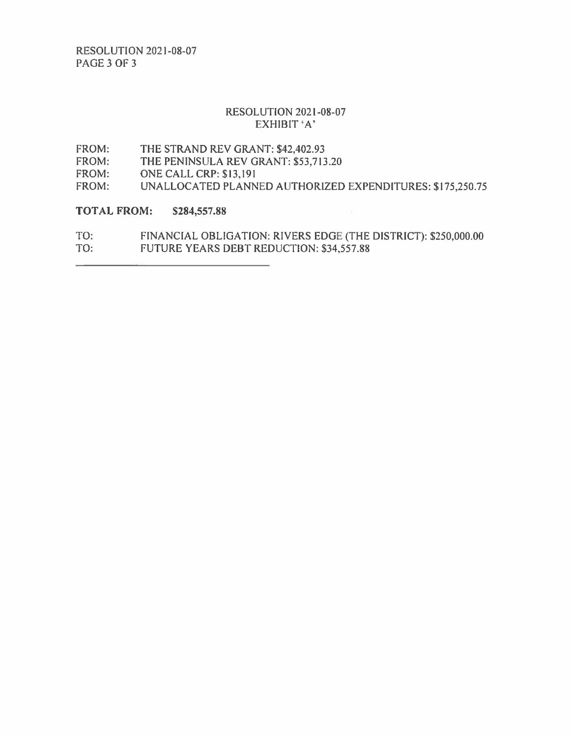RESOLUTION 2021-08-07
EXHIBIT 'A'

FROM: THE STRAND REV GRANT: $42,402.93
FROM: THE PENINSULA REV GRANT: $53,713.20
FROM: ONE CALL CRP: $13,191
FROM: UNALLOCATED PLANNED AUTHORIZED EXPENDITURES: $175,250.75

**TOTAL FROM: $284,557.88**

TO: FINANCIAL OBLIGATION: RIVERS EDGE (THE DISTRICT): $250,000.00
TO: FUTURE YEARS DEBT REDUCTION: $34,557.88